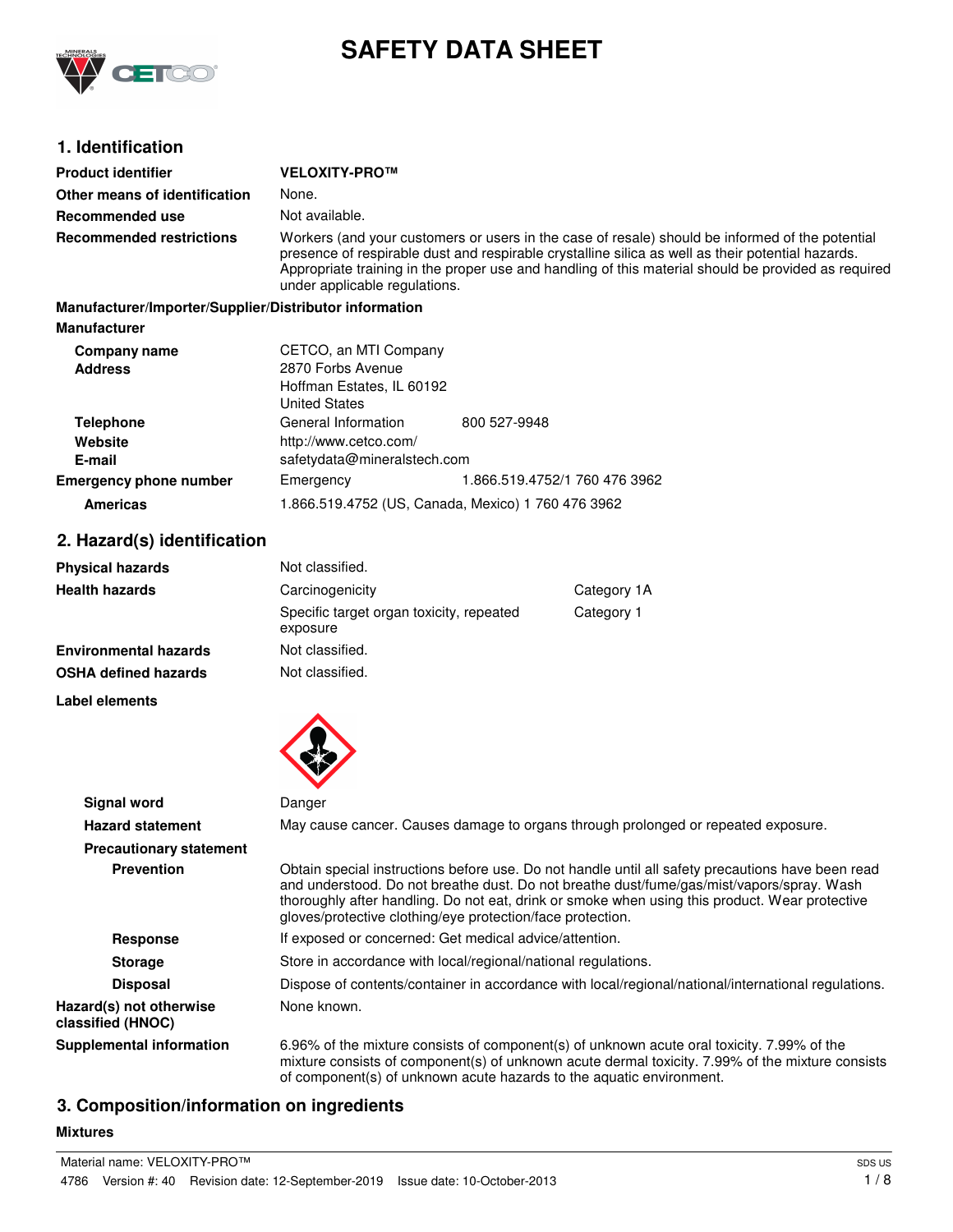# SAFETY DATA SHEET

## 1. Identification

| | |
|---|---|
| **Product identifier** | **VELOXITY-PRO™** |
| **Other means of identification** | None. |
| **Recommended use** | Not available. |
| **Recommended restrictions** | Workers (and your customers or users in the case of resale) should be informed of the potential presence of respirable dust and respirable crystalline silica as well as their potential hazards. Appropriate training in the proper use and handling of this material should be provided as required under applicable regulations. |

**Manufacturer/Importer/Supplier/Distributor information**

**Manufacturer**

| | | |
|---|---|---|
| **Company name** | CETCO, an MTI Company | |
| **Address** | 2870 Forbs Avenue<br>Hoffman Estates, IL 60192<br>United States | |
| **Telephone** | General Information | 800 527-9948 |
| **Website** | http://www.cetco.com/ | |
| **E-mail** | safetydata@mineralstech.com | |
| **Emergency phone number** | Emergency | 1.866.519.4752/1 760 476 3962 |
| **Americas** | 1.866.519.4752 (US, Canada, Mexico) 1 760 476 3962 | |

## 2. Hazard(s) identification

| | | |
|---|---|---|
| **Physical hazards** | Not classified. | |
| **Health hazards** | Carcinogenicity | Category 1A |
| | Specific target organ toxicity, repeated exposure | Category 1 |
| **Environmental hazards** | Not classified. | |
| **OSHA defined hazards** | Not classified. | |

**Label elements**

| | |
|---|---|
| **Signal word** | Danger |
| **Hazard statement** | May cause cancer. Causes damage to organs through prolonged or repeated exposure. |
| **Precautionary statement** | |
| **Prevention** | Obtain special instructions before use. Do not handle until all safety precautions have been read and understood. Do not breathe dust. Do not breathe dust/fume/gas/mist/vapors/spray. Wash thoroughly after handling. Do not eat, drink or smoke when using this product. Wear protective gloves/protective clothing/eye protection/face protection. |
| **Response** | If exposed or concerned: Get medical advice/attention. |
| **Storage** | Store in accordance with local/regional/national regulations. |
| **Disposal** | Dispose of contents/container in accordance with local/regional/national/international regulations. |
| **Hazard(s) not otherwise classified (HNOC)** | None known. |
| **Supplemental information** | 6.96% of the mixture consists of component(s) of unknown acute oral toxicity. 7.99% of the mixture consists of component(s) of unknown acute dermal toxicity. 7.99% of the mixture consists of component(s) of unknown acute hazards to the aquatic environment. |

## 3. Composition/information on ingredients

**Mixtures**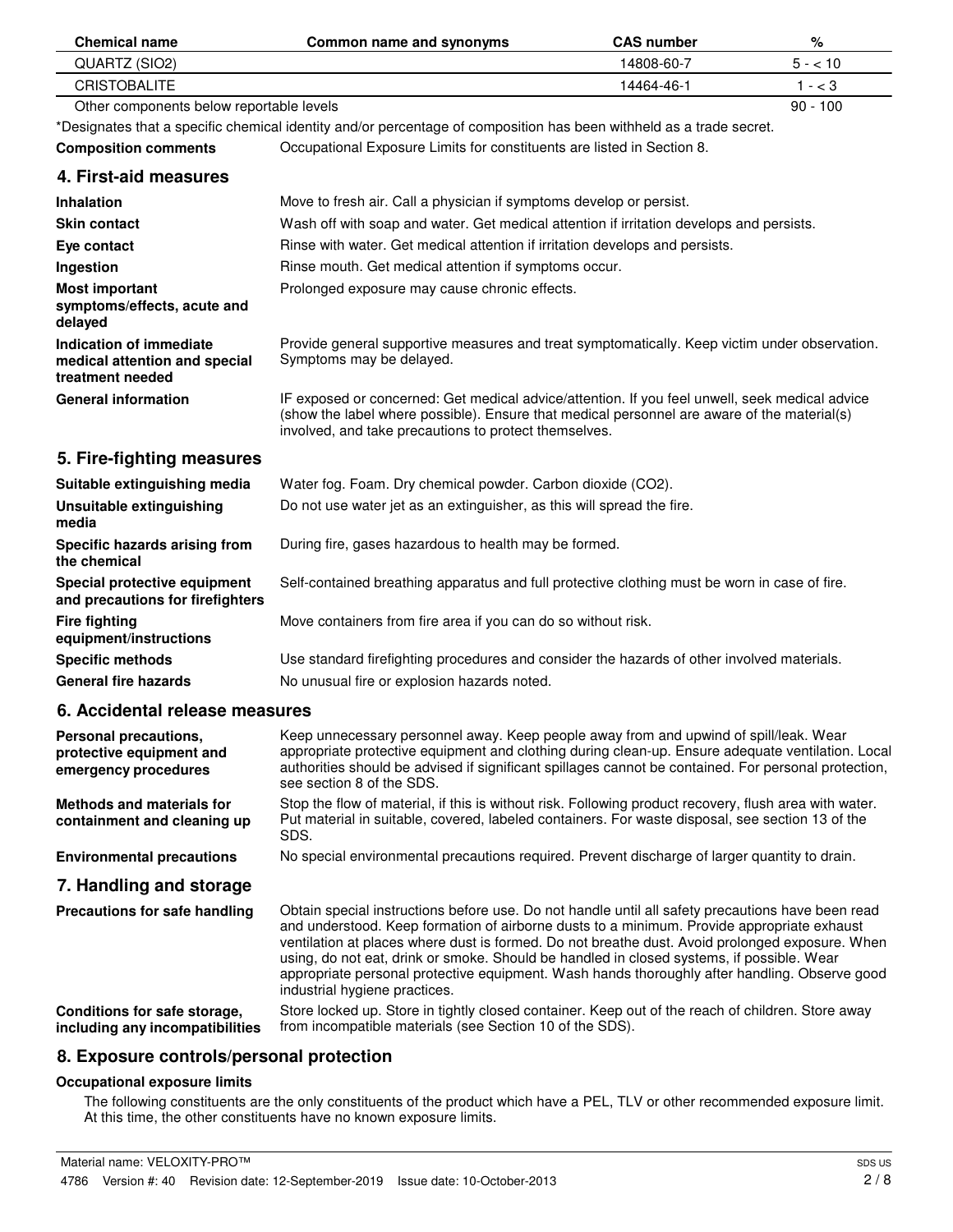| Chemical name | Common name and synonyms | CAS number | % |
| --- | --- | --- | --- |
| QUARTZ (SIO2) | | 14808-60-7 | 5 - < 10 |
| CRISTOBALITE | | 14464-46-1 | 1 - < 3 |
| Other components below reportable levels | | | 90 - 100 |

*Designates that a specific chemical identity and/or percentage of composition has been withheld as a trade secret.

**Composition comments** Occupational Exposure Limits for constituents are listed in Section 8.

## 4. First-aid measures

**Inhalation** Move to fresh air. Call a physician if symptoms develop or persist.

**Skin contact** Wash off with soap and water. Get medical attention if irritation develops and persists.

**Eye contact** Rinse with water. Get medical attention if irritation develops and persists.

**Ingestion** Rinse mouth. Get medical attention if symptoms occur.

**Most important symptoms/effects, acute and delayed** Prolonged exposure may cause chronic effects.

**Indication of immediate medical attention and special treatment needed** Provide general supportive measures and treat symptomatically. Keep victim under observation. Symptoms may be delayed.

**General information** IF exposed or concerned: Get medical advice/attention. If you feel unwell, seek medical advice (show the label where possible). Ensure that medical personnel are aware of the material(s) involved, and take precautions to protect themselves.

## 5. Fire-fighting measures

**Suitable extinguishing media** Water fog. Foam. Dry chemical powder. Carbon dioxide ($CO_2$).

**Unsuitable extinguishing media** Do not use water jet as an extinguisher, as this will spread the fire.

**Specific hazards arising from the chemical** During fire, gases hazardous to health may be formed.

**Special protective equipment and precautions for firefighters** Self-contained breathing apparatus and full protective clothing must be worn in case of fire.

**Fire fighting equipment/instructions** Move containers from fire area if you can do so without risk.

**Specific methods** Use standard firefighting procedures and consider the hazards of other involved materials.

**General fire hazards** No unusual fire or explosion hazards noted.

## 6. Accidental release measures

**Personal precautions, protective equipment and emergency procedures** Keep unnecessary personnel away. Keep people away from and upwind of spill/leak. Wear appropriate protective equipment and clothing during clean-up. Ensure adequate ventilation. Local authorities should be advised if significant spillages cannot be contained. For personal protection, see section 8 of the SDS.

**Methods and materials for containment and cleaning up** Stop the flow of material, if this is without risk. Following product recovery, flush area with water. Put material in suitable, covered, labeled containers. For waste disposal, see section 13 of the SDS.

**Environmental precautions** No special environmental precautions required. Prevent discharge of larger quantity to drain.

## 7. Handling and storage

**Precautions for safe handling** Obtain special instructions before use. Do not handle until all safety precautions have been read and understood. Keep formation of airborne dusts to a minimum. Provide appropriate exhaust ventilation at places where dust is formed. Do not breathe dust. Avoid prolonged exposure. When using, do not eat, drink or smoke. Should be handled in closed systems, if possible. Wear appropriate personal protective equipment. Wash hands thoroughly after handling. Observe good industrial hygiene practices.

**Conditions for safe storage, including any incompatibilities** Store locked up. Store in tightly closed container. Keep out of the reach of children. Store away from incompatible materials (see Section 10 of the SDS).

## 8. Exposure controls/personal protection

### Occupational exposure limits

The following constituents are the only constituents of the product which have a PEL, TLV or other recommended exposure limit. At this time, the other constituents have no known exposure limits.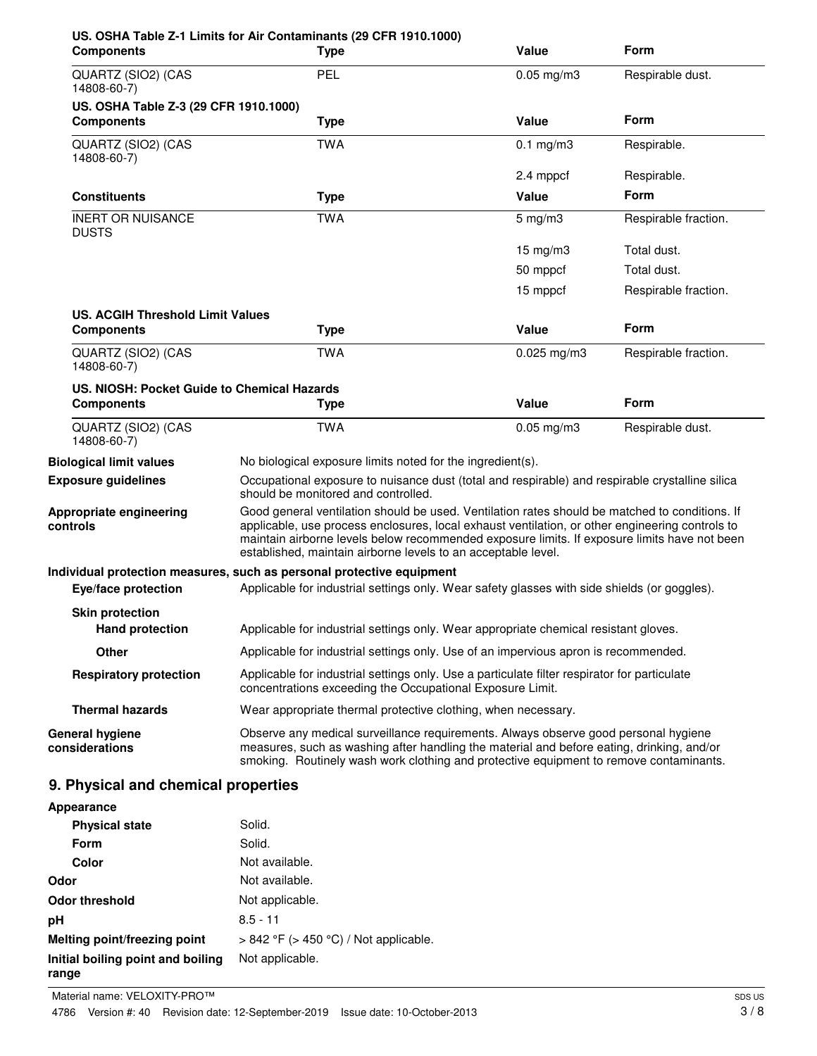**US. OSHA Table Z-1 Limits for Air Contaminants (29 CFR 1910.1000)**

| Components | Type | Value | Form |
| --- | --- | --- | --- |
| QUARTZ (SIO2) (CAS 14808-60-7) | PEL | 0.05 mg/m3 | Respirable dust. |

**US. OSHA Table Z-3 (29 CFR 1910.1000)**

| Components | Type | Value | Form |
| --- | --- | --- | --- |
| QUARTZ (SIO2) (CAS 14808-60-7) | TWA | 0.1 mg/m3 | Respirable. |
| | | 2.4 mppcf | Respirable. |

| Constituents | Type | Value | Form |
| --- | --- | --- | --- |
| INERT OR NUISANCE DUSTS | TWA | 5 mg/m3 | Respirable fraction. |
| | | 15 mg/m3 | Total dust. |
| | | 50 mppcf | Total dust. |
| | | 15 mppcf | Respirable fraction. |

**US. ACGIH Threshold Limit Values**

| Components | Type | Value | Form |
| --- | --- | --- | --- |
| QUARTZ (SIO2) (CAS 14808-60-7) | TWA | 0.025 mg/m3 | Respirable fraction. |

**US. NIOSH: Pocket Guide to Chemical Hazards**

| Components | Type | Value | Form |
| --- | --- | --- | --- |
| QUARTZ (SIO2) (CAS 14808-60-7) | TWA | 0.05 mg/m3 | Respirable dust. |

**Biological limit values** No biological exposure limits noted for the ingredient(s).

**Exposure guidelines** Occupational exposure to nuisance dust (total and respirable) and respirable crystalline silica should be monitored and controlled.

**Appropriate engineering controls** Good general ventilation should be used. Ventilation rates should be matched to conditions. If applicable, use process enclosures, local exhaust ventilation, or other engineering controls to maintain airborne levels below recommended exposure limits. If exposure limits have not been established, maintain airborne levels to an acceptable level.

**Individual protection measures, such as personal protective equipment**

**Eye/face protection** Applicable for industrial settings only. Wear safety glasses with side shields (or goggles).

**Skin protection**

**Hand protection** Applicable for industrial settings only. Wear appropriate chemical resistant gloves.

**Other** Applicable for industrial settings only. Use of an impervious apron is recommended.

**Respiratory protection** Applicable for industrial settings only. Use a particulate filter respirator for particulate concentrations exceeding the Occupational Exposure Limit.

**Thermal hazards** Wear appropriate thermal protective clothing, when necessary.

**General hygiene considerations** Observe any medical surveillance requirements. Always observe good personal hygiene measures, such as washing after handling the material and before eating, drinking, and/or smoking. Routinely wash work clothing and protective equipment to remove contaminants.

## 9. Physical and chemical properties

**Appearance**

| | |
| --- | --- |
| **Physical state** | Solid. |
| **Form** | Solid. |
| **Color** | Not available. |
| **Odor** | Not available. |
| **Odor threshold** | Not applicable. |
| **pH** | 8.5 - 11 |
| **Melting point/freezing point** | > 842 °F (> 450 °C) / Not applicable. |
| **Initial boiling point and boiling range** | Not applicable. |

Material name: VELOXITY-PRO™

4786 Version #: 40 Revision date: 12-September-2019 Issue date: 10-October-2013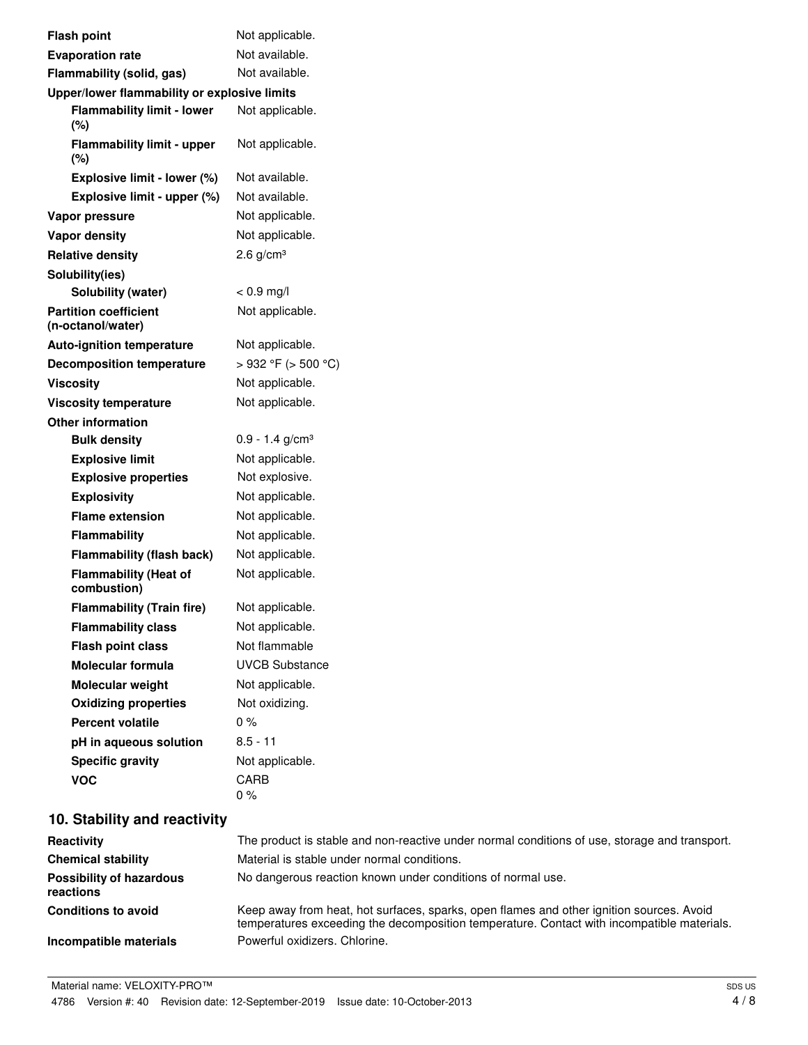| | |
|---|---|
| **Flash point** | Not applicable. |
| **Evaporation rate** | Not available. |
| **Flammability (solid, gas)** | Not available. |
| **Upper/lower flammability or explosive limits** | |
| **Flammability limit - lower (%)** | Not applicable. |
| **Flammability limit - upper (%)** | Not applicable. |
| **Explosive limit - lower (%)** | Not available. |
| **Explosive limit - upper (%)** | Not available. |
| **Vapor pressure** | Not applicable. |
| **Vapor density** | Not applicable. |
| **Relative density** | 2.6 g/cm³ |
| **Solubility(ies)** | |
| **Solubility (water)** | < 0.9 mg/l |
| **Partition coefficient (n-octanol/water)** | Not applicable. |
| **Auto-ignition temperature** | Not applicable. |
| **Decomposition temperature** | > 932 °F (> 500 °C) |
| **Viscosity** | Not applicable. |
| **Viscosity temperature** | Not applicable. |
| **Other information** | |
| **Bulk density** | 0.9 - 1.4 g/cm³ |
| **Explosive limit** | Not applicable. |
| **Explosive properties** | Not explosive. |
| **Explosivity** | Not applicable. |
| **Flame extension** | Not applicable. |
| **Flammability** | Not applicable. |
| **Flammability (flash back)** | Not applicable. |
| **Flammability (Heat of combustion)** | Not applicable. |
| **Flammability (Train fire)** | Not applicable. |
| **Flammability class** | Not applicable. |
| **Flash point class** | Not flammable |
| **Molecular formula** | UVCB Substance |
| **Molecular weight** | Not applicable. |
| **Oxidizing properties** | Not oxidizing. |
| **Percent volatile** | 0 % |
| **pH in aqueous solution** | 8.5 - 11 |
| **Specific gravity** | Not applicable. |
| **VOC** | CARB 0 % |

## 10. Stability and reactivity

| | |
|---|---|
| **Reactivity** | The product is stable and non-reactive under normal conditions of use, storage and transport. |
| **Chemical stability** | Material is stable under normal conditions. |
| **Possibility of hazardous reactions** | No dangerous reaction known under conditions of normal use. |
| **Conditions to avoid** | Keep away from heat, hot surfaces, sparks, open flames and other ignition sources. Avoid temperatures exceeding the decomposition temperature. Contact with incompatible materials. |
| **Incompatible materials** | Powerful oxidizers. Chlorine. |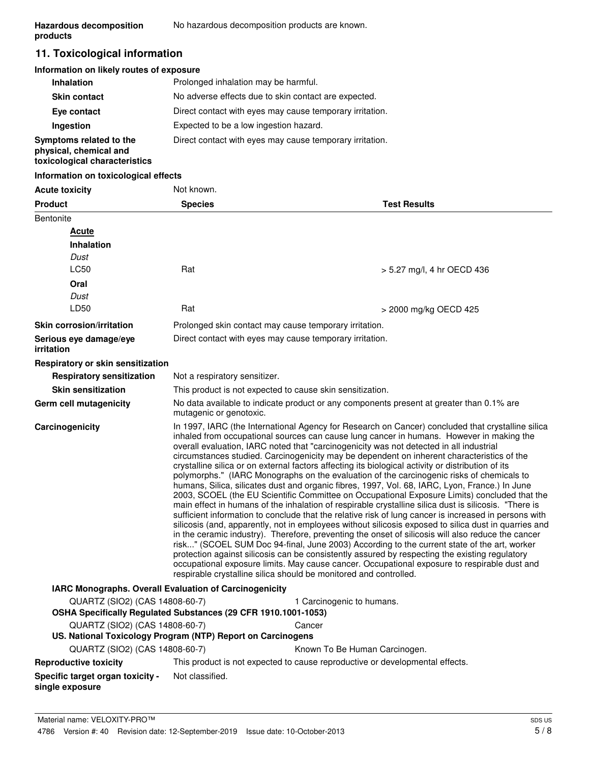**Hazardous decomposition products**: No hazardous decomposition products are known.

## 11. Toxicological information

### Information on likely routes of exposure

| | |
|---|---|
| **Inhalation** | Prolonged inhalation may be harmful. |
| **Skin contact** | No adverse effects due to skin contact are expected. |
| **Eye contact** | Direct contact with eyes may cause temporary irritation. |
| **Ingestion** | Expected to be a low ingestion hazard. |
| **Symptoms related to the physical, chemical and toxicological characteristics** | Direct contact with eyes may cause temporary irritation. |

### Information on toxicological effects

**Acute toxicity**: Not known.

| Product | Species | Test Results |
|---|---|---|
| Bentonite | | |
| **Acute** | | |
| **Inhalation** | | |
| *Dust* | | |
| LC50 | Rat | > 5.27 mg/l, 4 hr OECD 436 |
| **Oral** | | |
| *Dust* | | |
| LD50 | Rat | > 2000 mg/kg OECD 425 |

**Skin corrosion/irritation**: Prolonged skin contact may cause temporary irritation.

**Serious eye damage/eye irritation**: Direct contact with eyes may cause temporary irritation.

**Respiratory or skin sensitization**

- **Respiratory sensitization**: Not a respiratory sensitizer.
- **Skin sensitization**: This product is not expected to cause skin sensitization.

**Germ cell mutagenicity**: No data available to indicate product or any components present at greater than 0.1% are mutagenic or genotoxic.

**Carcinogenicity**: In 1997, IARC (the International Agency for Research on Cancer) concluded that crystalline silica inhaled from occupational sources can cause lung cancer in humans. However in making the overall evaluation, IARC noted that "carcinogenicity was not detected in all industrial circumstances studied. Carcinogenicity may be dependent on inherent characteristics of the crystalline silica or on external factors affecting its biological activity or distribution of its polymorphs." (IARC Monographs on the evaluation of the carcinogenic risks of chemicals to humans, Silica, silicates dust and organic fibres, 1997, Vol. 68, IARC, Lyon, France.) In June 2003, SCOEL (the EU Scientific Committee on Occupational Exposure Limits) concluded that the main effect in humans of the inhalation of respirable crystalline silica dust is silicosis. "There is sufficient information to conclude that the relative risk of lung cancer is increased in persons with silicosis (and, apparently, not in employees without silicosis exposed to silica dust in quarries and in the ceramic industry). Therefore, preventing the onset of silicosis will also reduce the cancer risk..." (SCOEL SUM Doc 94-final, June 2003) According to the current state of the art, worker protection against silicosis can be consistently assured by respecting the existing regulatory occupational exposure limits. May cause cancer. Occupational exposure to respirable dust and respirable crystalline silica should be monitored and controlled.

**IARC Monographs. Overall Evaluation of Carcinogenicity**

| | |
|---|---|
| QUARTZ (SIO2) (CAS 14808-60-7) | 1 Carcinogenic to humans. |

**OSHA Specifically Regulated Substances (29 CFR 1910.1001-1053)**

| | |
|---|---|
| QUARTZ (SIO2) (CAS 14808-60-7) | Cancer |

**US. National Toxicology Program (NTP) Report on Carcinogens**

| | |
|---|---|
| QUARTZ (SIO2) (CAS 14808-60-7) | Known To Be Human Carcinogen. |

**Reproductive toxicity**: This product is not expected to cause reproductive or developmental effects.

**Specific target organ toxicity - single exposure**: Not classified.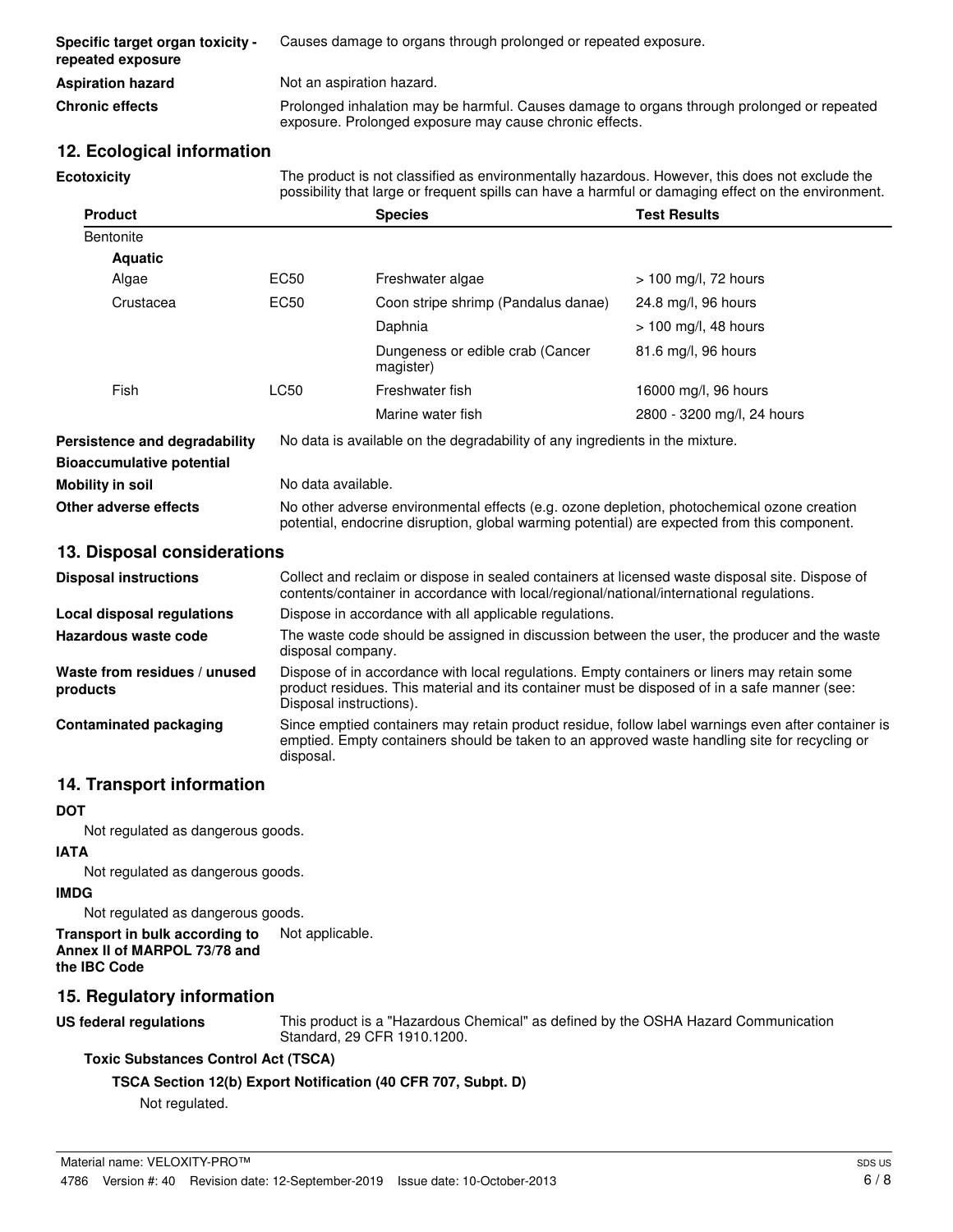| | |
|---|---|
| **Specific target organ toxicity - repeated exposure** | Causes damage to organs through prolonged or repeated exposure. |
| **Aspiration hazard** | Not an aspiration hazard. |
| **Chronic effects** | Prolonged inhalation may be harmful. Causes damage to organs through prolonged or repeated exposure. Prolonged exposure may cause chronic effects. |

## 12. Ecological information

**Ecotoxicity** The product is not classified as environmentally hazardous. However, this does not exclude the possibility that large or frequent spills can have a harmful or damaging effect on the environment.

| Product | | Species | Test Results |
|---|---|---|---|
| Bentonite | | | |
| **Aquatic** | | | |
| Algae | EC50 | Freshwater algae | > 100 mg/l, 72 hours |
| Crustacea | EC50 | Coon stripe shrimp (Pandalus danae) | 24.8 mg/l, 96 hours |
| | | Daphnia | > 100 mg/l, 48 hours |
| | | Dungeness or edible crab (Cancer magister) | 81.6 mg/l, 96 hours |
| Fish | LC50 | Freshwater fish | 16000 mg/l, 96 hours |
| | | Marine water fish | 2800 - 3200 mg/l, 24 hours |

| | |
|---|---|
| **Persistence and degradability** | No data is available on the degradability of any ingredients in the mixture. |
| **Bioaccumulative potential** | |
| **Mobility in soil** | No data available. |
| **Other adverse effects** | No other adverse environmental effects (e.g. ozone depletion, photochemical ozone creation potential, endocrine disruption, global warming potential) are expected from this component. |

## 13. Disposal considerations

| | |
|---|---|
| **Disposal instructions** | Collect and reclaim or dispose in sealed containers at licensed waste disposal site. Dispose of contents/container in accordance with local/regional/national/international regulations. |
| **Local disposal regulations** | Dispose in accordance with all applicable regulations. |
| **Hazardous waste code** | The waste code should be assigned in discussion between the user, the producer and the waste disposal company. |
| **Waste from residues / unused products** | Dispose of in accordance with local regulations. Empty containers or liners may retain some product residues. This material and its container must be disposed of in a safe manner (see: Disposal instructions). |
| **Contaminated packaging** | Since emptied containers may retain product residue, follow label warnings even after container is emptied. Empty containers should be taken to an approved waste handling site for recycling or disposal. |

## 14. Transport information

**DOT**

Not regulated as dangerous goods.

**IATA**

Not regulated as dangerous goods.

**IMDG**

Not regulated as dangerous goods.

**Transport in bulk according to Annex II of MARPOL 73/78 and the IBC Code** Not applicable.

## 15. Regulatory information

**US federal regulations** This product is a "Hazardous Chemical" as defined by the OSHA Hazard Communication Standard, 29 CFR 1910.1200.

**Toxic Substances Control Act (TSCA)**

**TSCA Section 12(b) Export Notification (40 CFR 707, Subpt. D)**

Not regulated.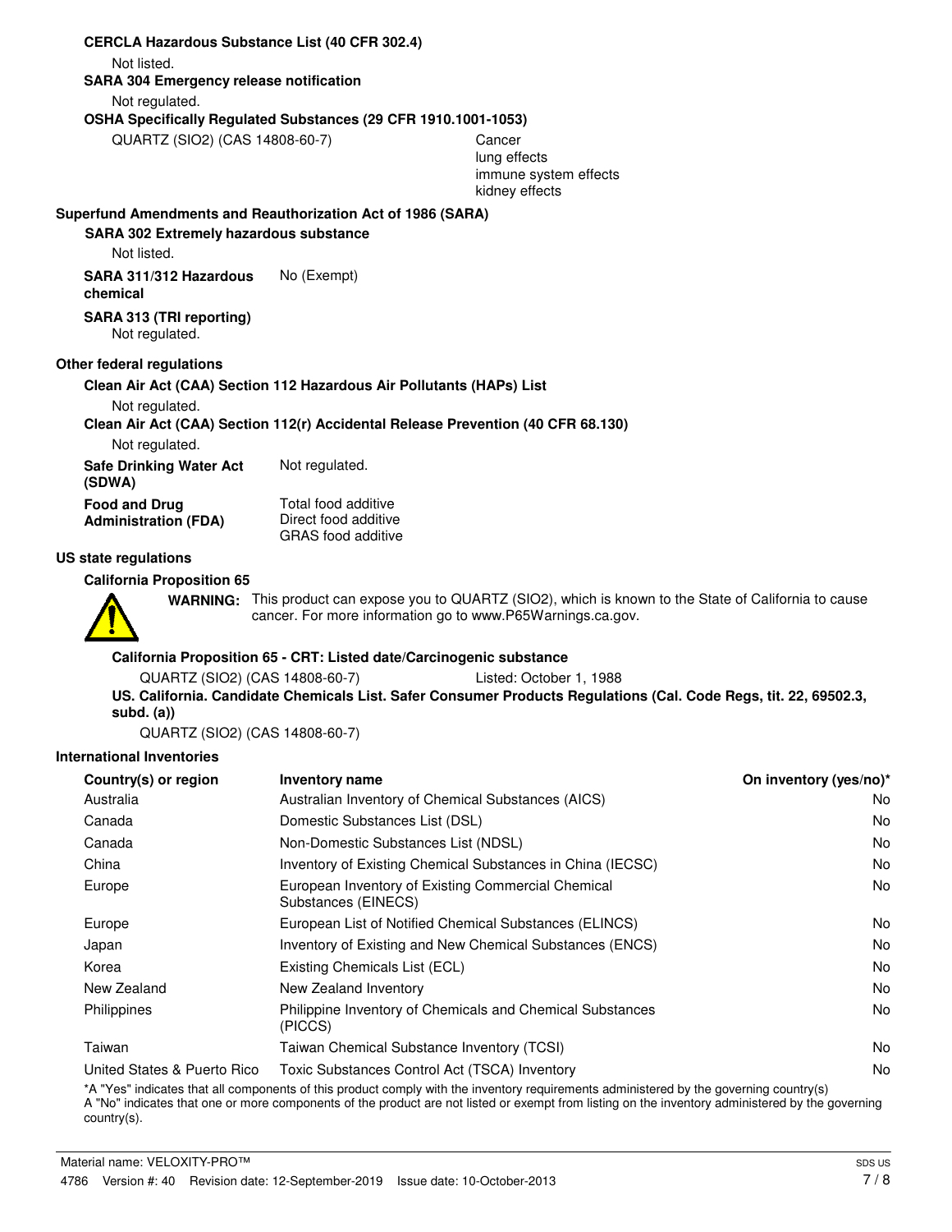**CERCLA Hazardous Substance List (40 CFR 302.4)**

Not listed.

**SARA 304 Emergency release notification**

Not regulated.

**OSHA Specifically Regulated Substances (29 CFR 1910.1001-1053)**

QUARTZ (SIO2) (CAS 14808-60-7) — Cancer, lung effects, immune system effects, kidney effects

### Superfund Amendments and Reauthorization Act of 1986 (SARA)

**SARA 302 Extremely hazardous substance**

Not listed.

**SARA 311/312 Hazardous chemical** No (Exempt)

**SARA 313 (TRI reporting)**

Not regulated.

### Other federal regulations

**Clean Air Act (CAA) Section 112 Hazardous Air Pollutants (HAPs) List**

Not regulated.

**Clean Air Act (CAA) Section 112(r) Accidental Release Prevention (40 CFR 68.130)**

Not regulated.

**Safe Drinking Water Act (SDWA)** Not regulated.

**Food and Drug Administration (FDA)** Total food additive
Direct food additive
GRAS food additive

### US state regulations

**California Proposition 65**

**WARNING:** This product can expose you to QUARTZ (SIO2), which is known to the State of California to cause cancer. For more information go to www.P65Warnings.ca.gov.

**California Proposition 65 - CRT: Listed date/Carcinogenic substance**

QUARTZ (SIO2) (CAS 14808-60-7) Listed: October 1, 1988

**US. California. Candidate Chemicals List. Safer Consumer Products Regulations (Cal. Code Regs, tit. 22, 69502.3, subd. (a))**

QUARTZ (SIO2) (CAS 14808-60-7)

### International Inventories

| Country(s) or region | Inventory name | On inventory (yes/no)* |
|---|---|---|
| Australia | Australian Inventory of Chemical Substances (AICS) | No |
| Canada | Domestic Substances List (DSL) | No |
| Canada | Non-Domestic Substances List (NDSL) | No |
| China | Inventory of Existing Chemical Substances in China (IECSC) | No |
| Europe | European Inventory of Existing Commercial Chemical Substances (EINECS) | No |
| Europe | European List of Notified Chemical Substances (ELINCS) | No |
| Japan | Inventory of Existing and New Chemical Substances (ENCS) | No |
| Korea | Existing Chemicals List (ECL) | No |
| New Zealand | New Zealand Inventory | No |
| Philippines | Philippine Inventory of Chemicals and Chemical Substances (PICCS) | No |
| Taiwan | Taiwan Chemical Substance Inventory (TCSI) | No |
| United States & Puerto Rico | Toxic Substances Control Act (TSCA) Inventory | No |

*A "Yes" indicates that all components of this product comply with the inventory requirements administered by the governing country(s)
A "No" indicates that one or more components of the product are not listed or exempt from listing on the inventory administered by the governing country(s).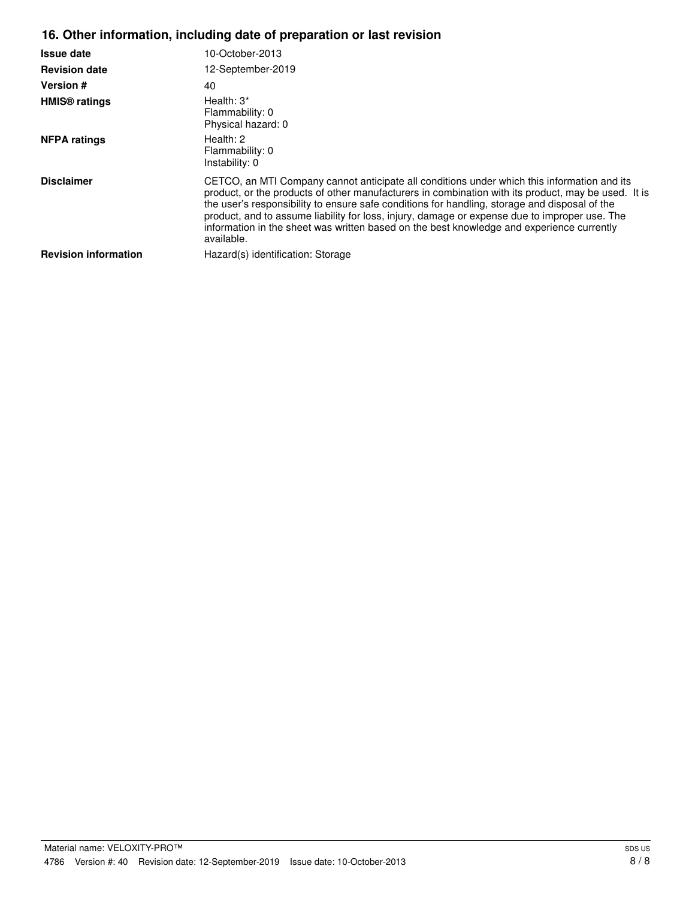## 16. Other information, including date of preparation or last revision

| | |
|---|---|
| **Issue date** | 10-October-2013 |
| **Revision date** | 12-September-2019 |
| **Version #** | 40 |
| **HMIS® ratings** | Health: 3*<br>Flammability: 0<br>Physical hazard: 0 |
| **NFPA ratings** | Health: 2<br>Flammability: 0<br>Instability: 0 |
| **Disclaimer** | CETCO, an MTI Company cannot anticipate all conditions under which this information and its product, or the products of other manufacturers in combination with its product, may be used. It is the user's responsibility to ensure safe conditions for handling, storage and disposal of the product, and to assume liability for loss, injury, damage or expense due to improper use. The information in the sheet was written based on the best knowledge and experience currently available. |
| **Revision information** | Hazard(s) identification: Storage |